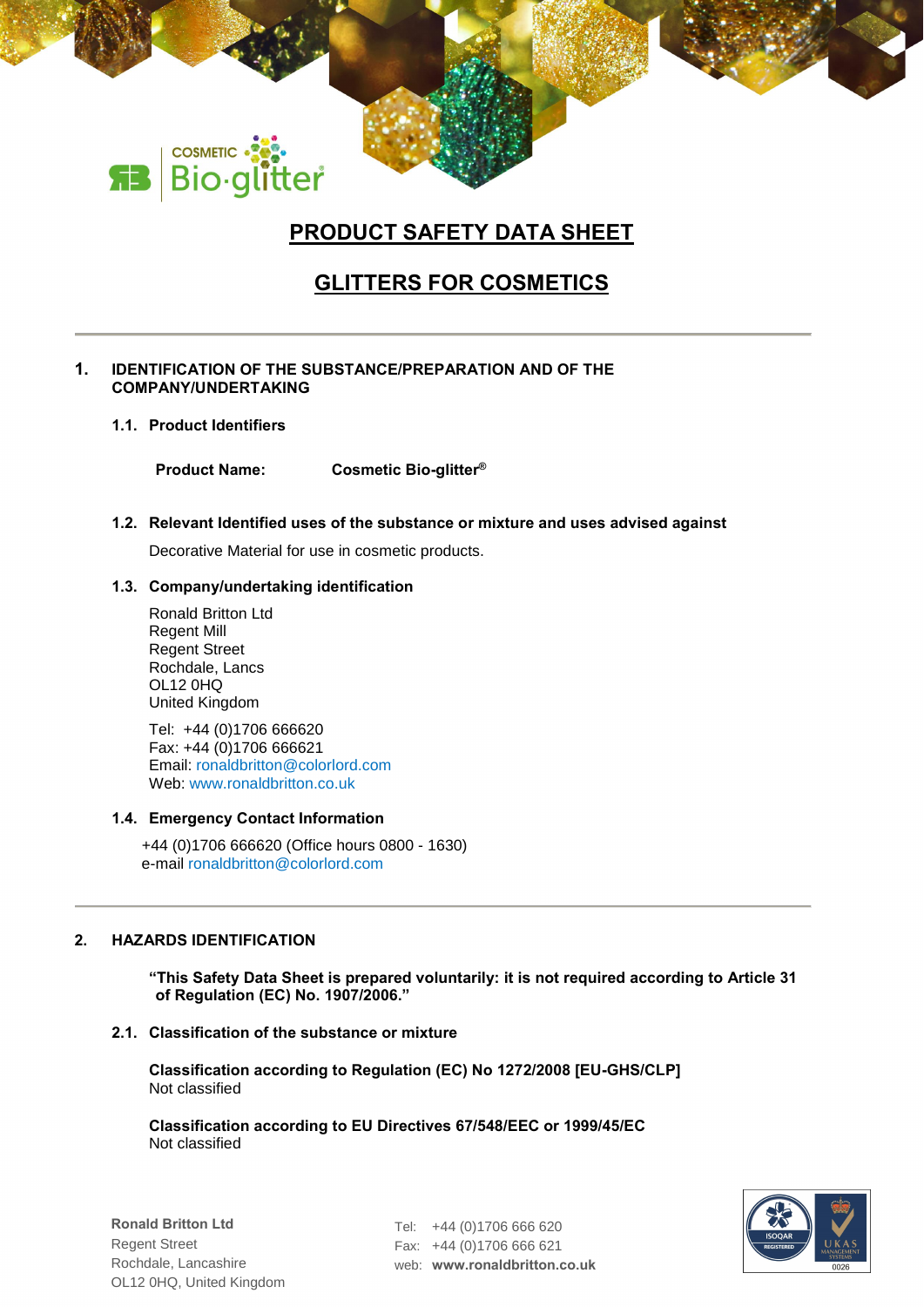# PRODUCT SAFETY DATA SHEET

# GLITTERS FOR COSMETICS

## 1. IDENTIFICATION OF THE SUBSTANCE/PREPARATION AND OF THE COMPANY/UNDERTAKING

### 1.1. Product Identifiers

**Product Name:** **Cosmetic Bio-glitter®**

### 1.2. Relevant Identified uses of the substance or mixture and uses advised against

Decorative Material for use in cosmetic products.

### 1.3. Company/undertaking identification

Ronald Britton Ltd
Regent Mill
Regent Street
Rochdale, Lancs
OL12 0HQ
United Kingdom

Tel: +44 (0)1706 666620
Fax: +44 (0)1706 666621
Email: ronaldbritton@colorlord.com
Web: www.ronaldbritton.co.uk

### 1.4. Emergency Contact Information

+44 (0)1706 666620 (Office hours 0800 - 1630)
e-mail ronaldbritton@colorlord.com

## 2. HAZARDS IDENTIFICATION

**"This Safety Data Sheet is prepared voluntarily: it is not required according to Article 31 of Regulation (EC) No. 1907/2006."**

### 2.1. Classification of the substance or mixture

**Classification according to Regulation (EC) No 1272/2008 [EU-GHS/CLP]**
Not classified

**Classification according to EU Directives 67/548/EEC or 1999/45/EC**
Not classified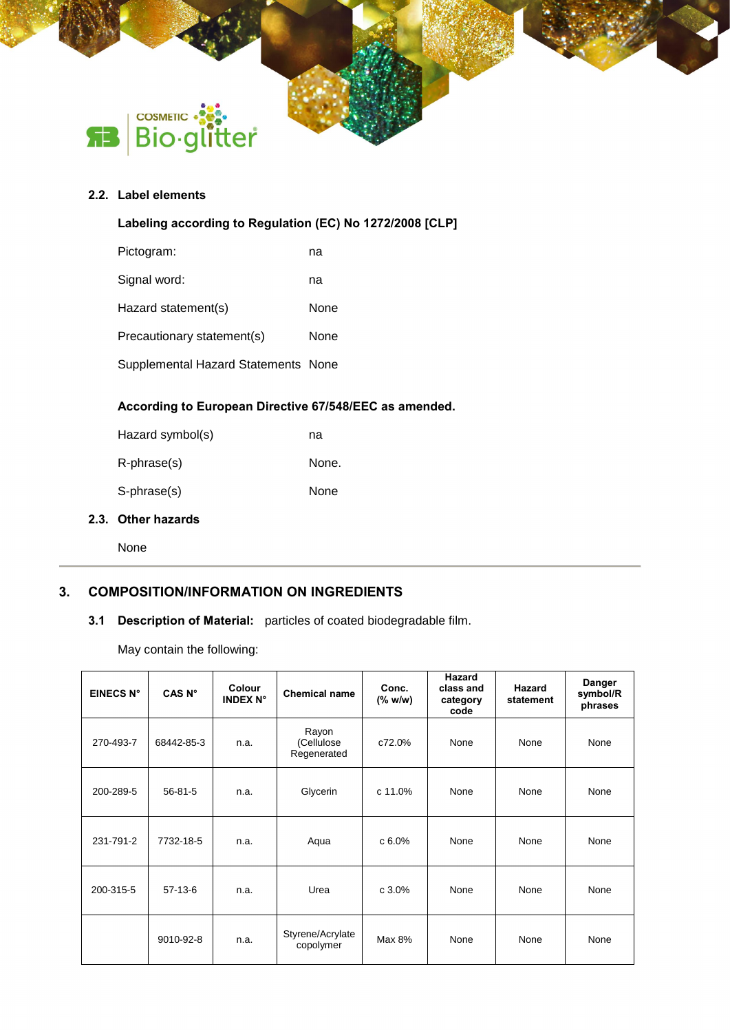### 2.2. Label elements

**Labeling according to Regulation (EC) No 1272/2008 [CLP]**

Pictogram: na

Signal word: na

Hazard statement(s) None

Precautionary statement(s) None

Supplemental Hazard Statements None

**According to European Directive 67/548/EEC as amended.**

Hazard symbol(s) na

R-phrase(s) None.

S-phrase(s) None

### 2.3. Other hazards

None

## 3. COMPOSITION/INFORMATION ON INGREDIENTS

**3.1 Description of Material:** particles of coated biodegradable film.

May contain the following:

| EINECS N° | CAS N° | Colour INDEX N° | Chemical name | Conc. (% w/w) | Hazard class and category code | Hazard statement | Danger symbol/R phrases |
|---|---|---|---|---|---|---|---|
| 270-493-7 | 68442-85-3 | n.a. | Rayon (Cellulose Regenerated | c72.0% | None | None | None |
| 200-289-5 | 56-81-5 | n.a. | Glycerin | c 11.0% | None | None | None |
| 231-791-2 | 7732-18-5 | n.a. | Aqua | c 6.0% | None | None | None |
| 200-315-5 | 57-13-6 | n.a. | Urea | c 3.0% | None | None | None |
| | 9010-92-8 | n.a. | Styrene/Acrylate copolymer | Max 8% | None | None | None |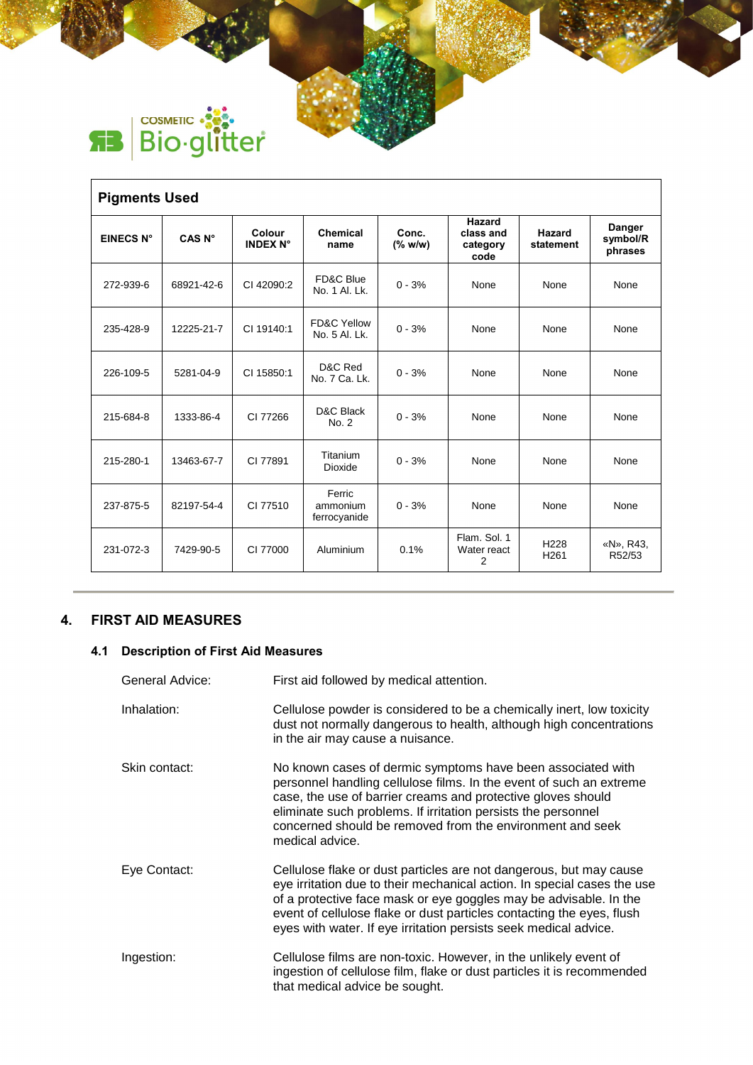| Pigments Used | | | | | | | |
|---|---|---|---|---|---|---|---|
| **EINECS N°** | **CAS N°** | **Colour INDEX N°** | **Chemical name** | **Conc. (% w/w)** | **Hazard class and category code** | **Hazard statement** | **Danger symbol/R phrases** |
| 272-939-6 | 68921-42-6 | CI 42090:2 | FD&C Blue No. 1 Al. Lk. | 0 - 3% | None | None | None |
| 235-428-9 | 12225-21-7 | CI 19140:1 | FD&C Yellow No. 5 Al. Lk. | 0 - 3% | None | None | None |
| 226-109-5 | 5281-04-9 | CI 15850:1 | D&C Red No. 7 Ca. Lk. | 0 - 3% | None | None | None |
| 215-684-8 | 1333-86-4 | CI 77266 | D&C Black No. 2 | 0 - 3% | None | None | None |
| 215-280-1 | 13463-67-7 | CI 77891 | Titanium Dioxide | 0 - 3% | None | None | None |
| 237-875-5 | 82197-54-4 | CI 77510 | Ferric ammonium ferrocyanide | 0 - 3% | None | None | None |
| 231-072-3 | 7429-90-5 | CI 77000 | Aluminium | 0.1% | Flam. Sol. 1 Water react 2 | H228 H261 | «N», R43, R52/53 |

# 4. FIRST AID MEASURES

## 4.1 Description of First Aid Measures

General Advice: First aid followed by medical attention.

Inhalation: Cellulose powder is considered to be a chemically inert, low toxicity dust not normally dangerous to health, although high concentrations in the air may cause a nuisance.

Skin contact: No known cases of dermic symptoms have been associated with personnel handling cellulose films. In the event of such an extreme case, the use of barrier creams and protective gloves should eliminate such problems. If irritation persists the personnel concerned should be removed from the environment and seek medical advice.

Eye Contact: Cellulose flake or dust particles are not dangerous, but may cause eye irritation due to their mechanical action. In special cases the use of a protective face mask or eye goggles may be advisable. In the event of cellulose flake or dust particles contacting the eyes, flush eyes with water. If eye irritation persists seek medical advice.

Ingestion: Cellulose films are non-toxic. However, in the unlikely event of ingestion of cellulose film, flake or dust particles it is recommended that medical advice be sought.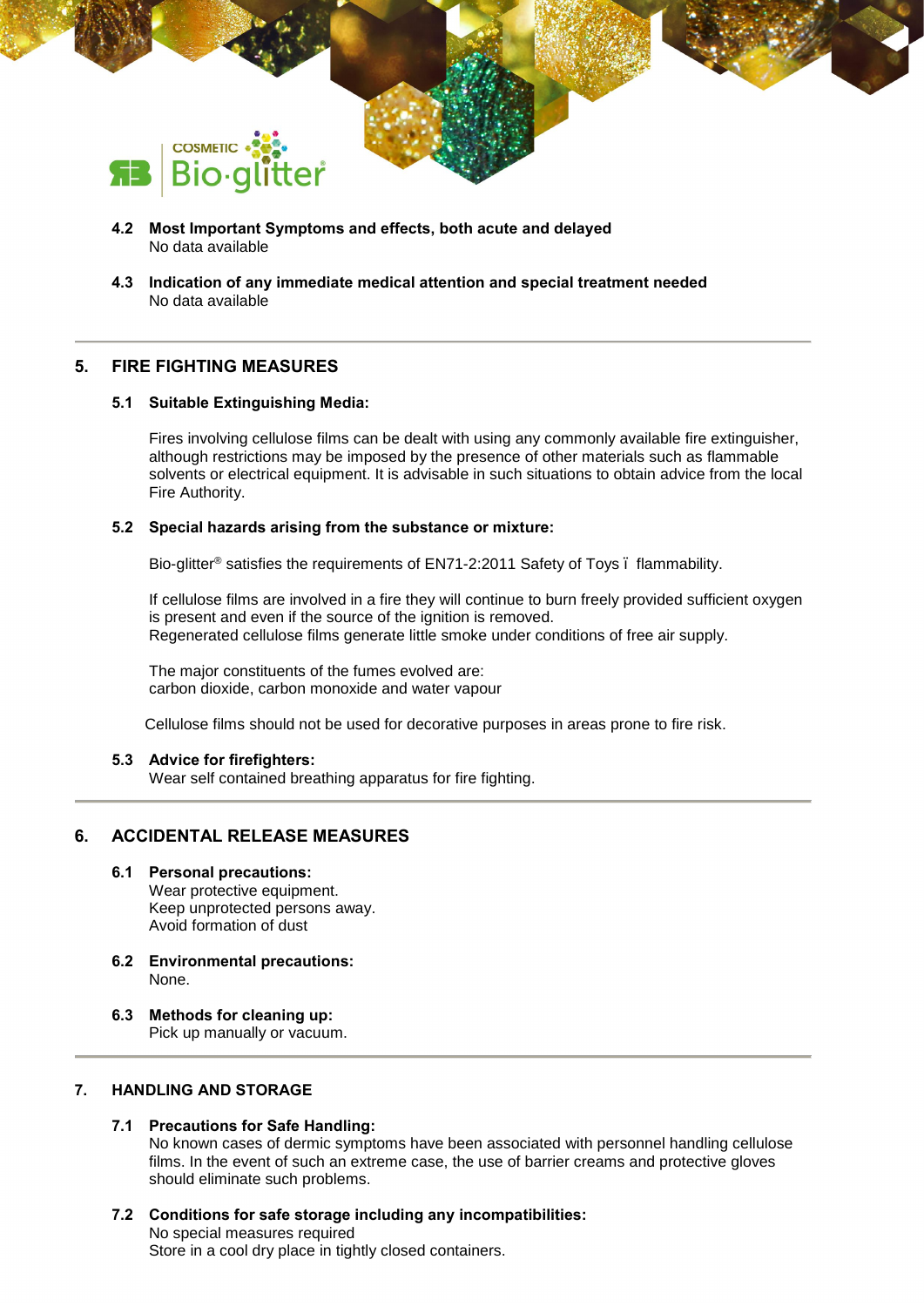**4.2 Most Important Symptoms and effects, both acute and delayed**
No data available

**4.3 Indication of any immediate medical attention and special treatment needed**
No data available

## 5. FIRE FIGHTING MEASURES

**5.1 Suitable Extinguishing Media:**

Fires involving cellulose films can be dealt with using any commonly available fire extinguisher, although restrictions may be imposed by the presence of other materials such as flammable solvents or electrical equipment. It is advisable in such situations to obtain advice from the local Fire Authority.

**5.2 Special hazards arising from the substance or mixture:**

Bio-glitter® satisfies the requirements of EN71-2:2011 Safety of Toys ï flammability.

If cellulose films are involved in a fire they will continue to burn freely provided sufficient oxygen is present and even if the source of the ignition is removed.
Regenerated cellulose films generate little smoke under conditions of free air supply.

The major constituents of the fumes evolved are:
carbon dioxide, carbon monoxide and water vapour

Cellulose films should not be used for decorative purposes in areas prone to fire risk.

**5.3 Advice for firefighters:**
Wear self contained breathing apparatus for fire fighting.

## 6. ACCIDENTAL RELEASE MEASURES

**6.1 Personal precautions:**
Wear protective equipment.
Keep unprotected persons away.
Avoid formation of dust

**6.2 Environmental precautions:**
None.

**6.3 Methods for cleaning up:**
Pick up manually or vacuum.

## 7. HANDLING AND STORAGE

**7.1 Precautions for Safe Handling:**
No known cases of dermic symptoms have been associated with personnel handling cellulose films. In the event of such an extreme case, the use of barrier creams and protective gloves should eliminate such problems.

**7.2 Conditions for safe storage including any incompatibilities:**
No special measures required
Store in a cool dry place in tightly closed containers.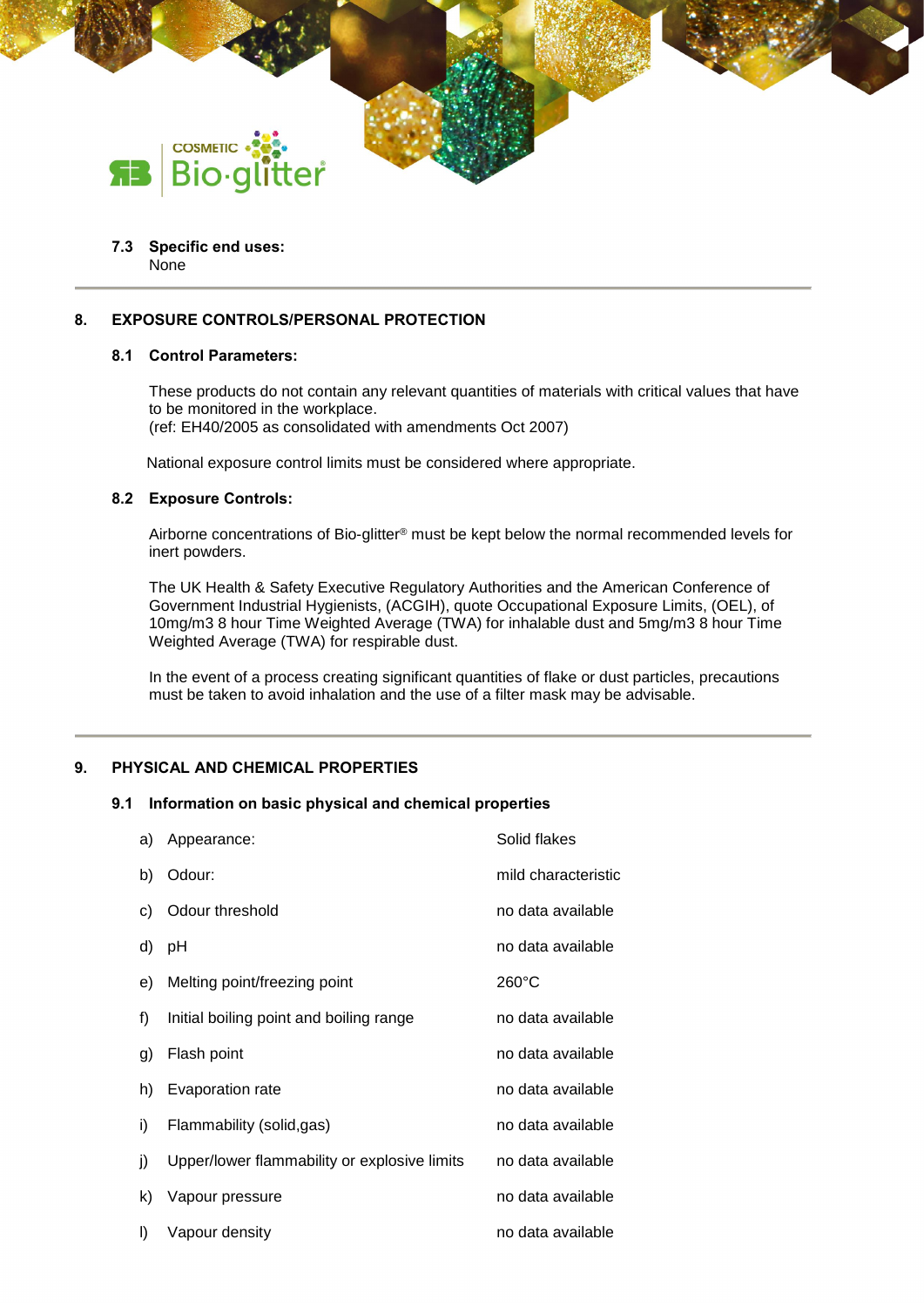**7.3 Specific end uses:**
None

## 8. EXPOSURE CONTROLS/PERSONAL PROTECTION

### 8.1 Control Parameters:

These products do not contain any relevant quantities of materials with critical values that have to be monitored in the workplace.
(ref: EH40/2005 as consolidated with amendments Oct 2007)

National exposure control limits must be considered where appropriate.

### 8.2 Exposure Controls:

Airborne concentrations of Bio-glitter® must be kept below the normal recommended levels for inert powders.

The UK Health & Safety Executive Regulatory Authorities and the American Conference of Government Industrial Hygienists, (ACGIH), quote Occupational Exposure Limits, (OEL), of 10mg/m3 8 hour Time Weighted Average (TWA) for inhalable dust and 5mg/m3 8 hour Time Weighted Average (TWA) for respirable dust.

In the event of a process creating significant quantities of flake or dust particles, precautions must be taken to avoid inhalation and the use of a filter mask may be advisable.

## 9. PHYSICAL AND CHEMICAL PROPERTIES

### 9.1 Information on basic physical and chemical properties

| | Property | Value |
|---|---|---|
| a) | Appearance: | Solid flakes |
| b) | Odour: | mild characteristic |
| c) | Odour threshold | no data available |
| d) | pH | no data available |
| e) | Melting point/freezing point | 260°C |
| f) | Initial boiling point and boiling range | no data available |
| g) | Flash point | no data available |
| h) | Evaporation rate | no data available |
| i) | Flammability (solid,gas) | no data available |
| j) | Upper/lower flammability or explosive limits | no data available |
| k) | Vapour pressure | no data available |
| l) | Vapour density | no data available |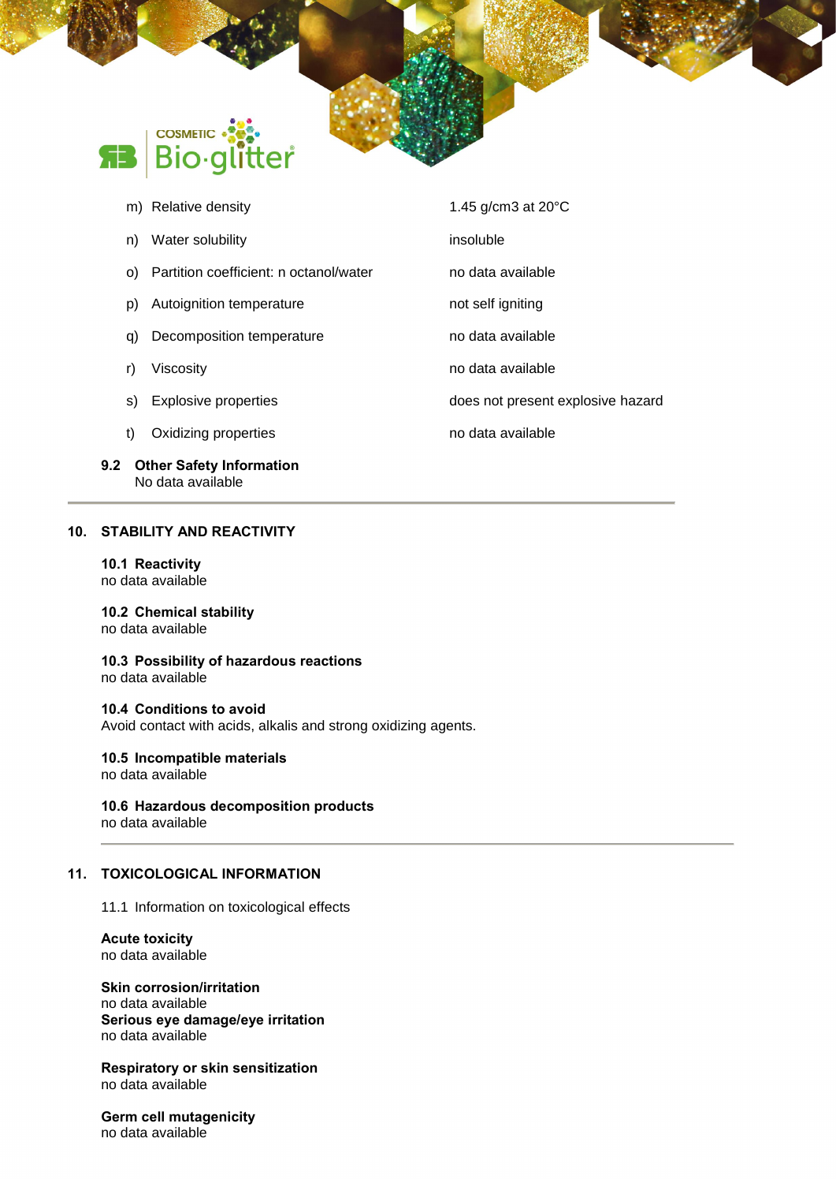| | |
|---|---|
| m) Relative density | 1.45 g/cm3 at 20°C |
| n) Water solubility | insoluble |
| o) Partition coefficient: n octanol/water | no data available |
| p) Autoignition temperature | not self igniting |
| q) Decomposition temperature | no data available |
| r) Viscosity | no data available |
| s) Explosive properties | does not present explosive hazard |
| t) Oxidizing properties | no data available |

**9.2 Other Safety Information**
No data available

## 10. STABILITY AND REACTIVITY

**10.1 Reactivity**
no data available

**10.2 Chemical stability**
no data available

**10.3 Possibility of hazardous reactions**
no data available

**10.4 Conditions to avoid**
Avoid contact with acids, alkalis and strong oxidizing agents.

**10.5 Incompatible materials**
no data available

**10.6 Hazardous decomposition products**
no data available

## 11. TOXICOLOGICAL INFORMATION

11.1 Information on toxicological effects

**Acute toxicity**
no data available

**Skin corrosion/irritation**
no data available
**Serious eye damage/eye irritation**
no data available

**Respiratory or skin sensitization**
no data available

**Germ cell mutagenicity**
no data available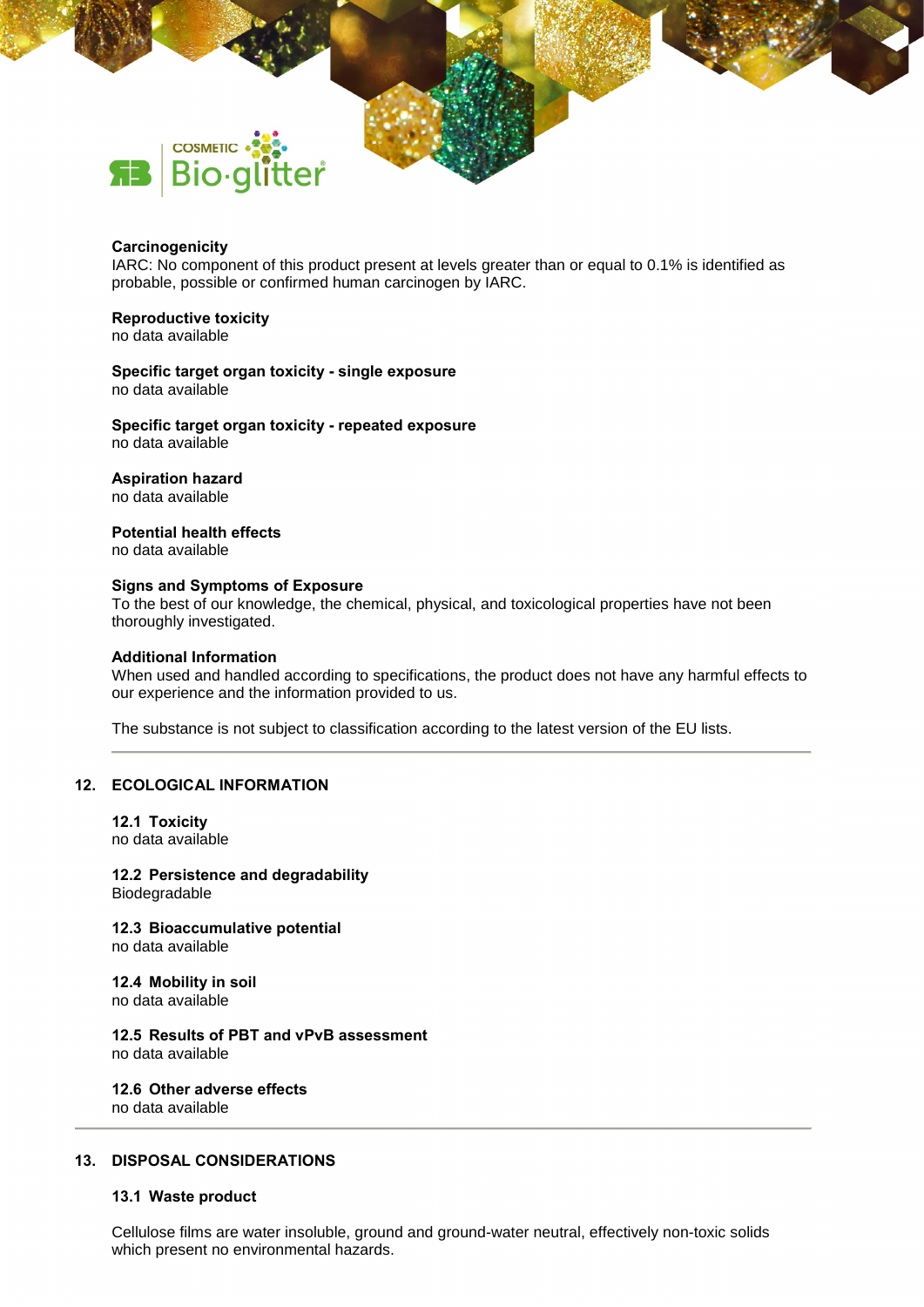**Carcinogenicity**
IARC: No component of this product present at levels greater than or equal to 0.1% is identified as probable, possible or confirmed human carcinogen by IARC.

**Reproductive toxicity**
no data available

**Specific target organ toxicity - single exposure**
no data available

**Specific target organ toxicity - repeated exposure**
no data available

**Aspiration hazard**
no data available

**Potential health effects**
no data available

**Signs and Symptoms of Exposure**
To the best of our knowledge, the chemical, physical, and toxicological properties have not been thoroughly investigated.

**Additional Information**
When used and handled according to specifications, the product does not have any harmful effects to our experience and the information provided to us.

The substance is not subject to classification according to the latest version of the EU lists.

## 12. ECOLOGICAL INFORMATION

**12.1 Toxicity**
no data available

**12.2 Persistence and degradability**
Biodegradable

**12.3 Bioaccumulative potential**
no data available

**12.4 Mobility in soil**
no data available

**12.5 Results of PBT and vPvB assessment**
no data available

**12.6 Other adverse effects**
no data available

## 13. DISPOSAL CONSIDERATIONS

**13.1 Waste product**

Cellulose films are water insoluble, ground and ground-water neutral, effectively non-toxic solids which present no environmental hazards.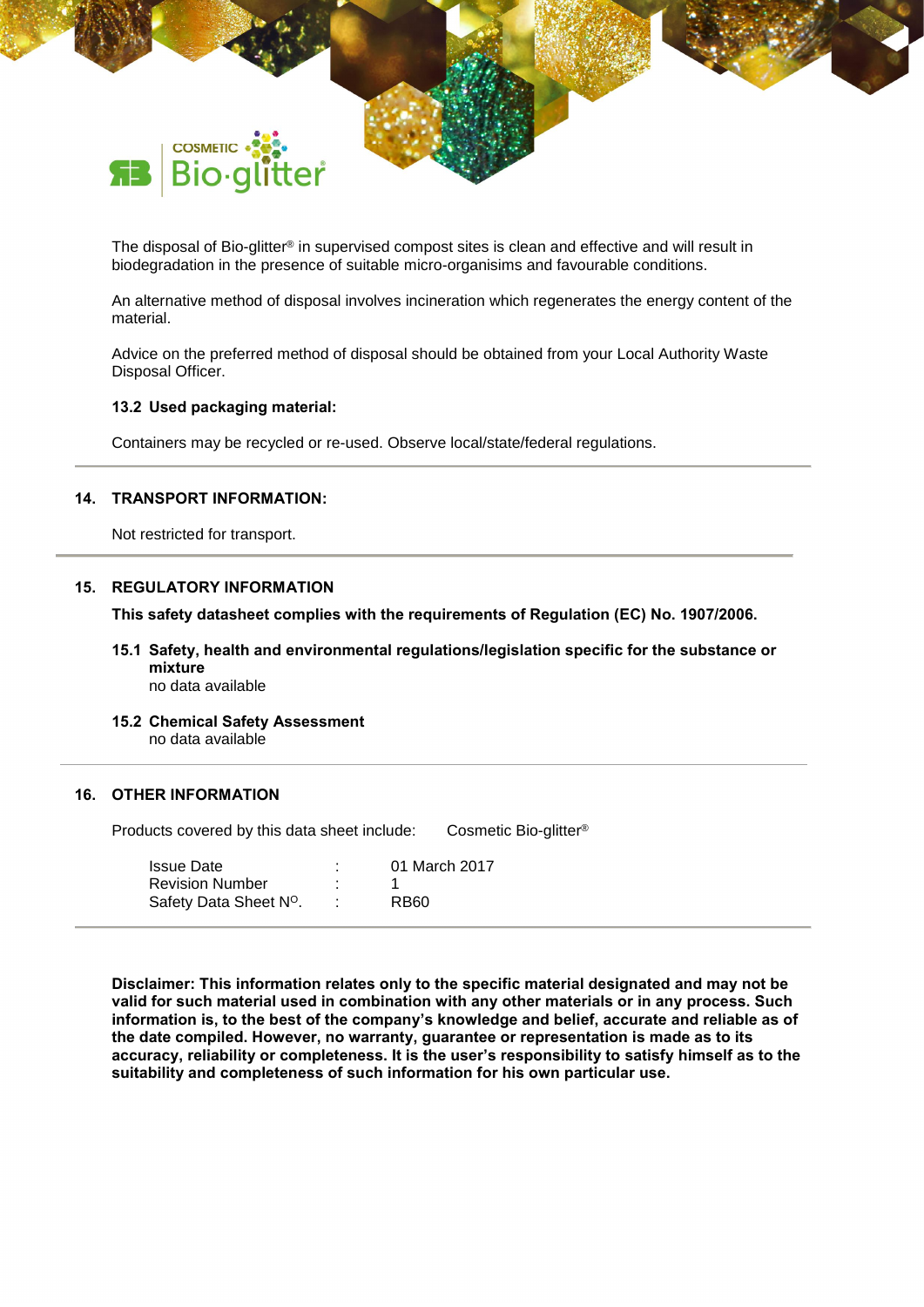The disposal of Bio-glitter® in supervised compost sites is clean and effective and will result in biodegradation in the presence of suitable micro-organisims and favourable conditions.

An alternative method of disposal involves incineration which regenerates the energy content of the material.

Advice on the preferred method of disposal should be obtained from your Local Authority Waste Disposal Officer.

**13.2 Used packaging material:**

Containers may be recycled or re-used. Observe local/state/federal regulations.

## 14. TRANSPORT INFORMATION:

Not restricted for transport.

## 15. REGULATORY INFORMATION

**This safety datasheet complies with the requirements of Regulation (EC) No. 1907/2006.**

**15.1 Safety, health and environmental regulations/legislation specific for the substance or mixture**
no data available

**15.2 Chemical Safety Assessment**
no data available

## 16. OTHER INFORMATION

Products covered by this data sheet include: Cosmetic Bio-glitter®

| | | |
|---|---|---|
| Issue Date | : | 01 March 2017 |
| Revision Number | : | 1 |
| Safety Data Sheet Nº. | : | RB60 |

**Disclaimer: This information relates only to the specific material designated and may not be valid for such material used in combination with any other materials or in any process. Such information is, to the best of the company's knowledge and belief, accurate and reliable as of the date compiled. However, no warranty, guarantee or representation is made as to its accuracy, reliability or completeness. It is the user's responsibility to satisfy himself as to the suitability and completeness of such information for his own particular use.**